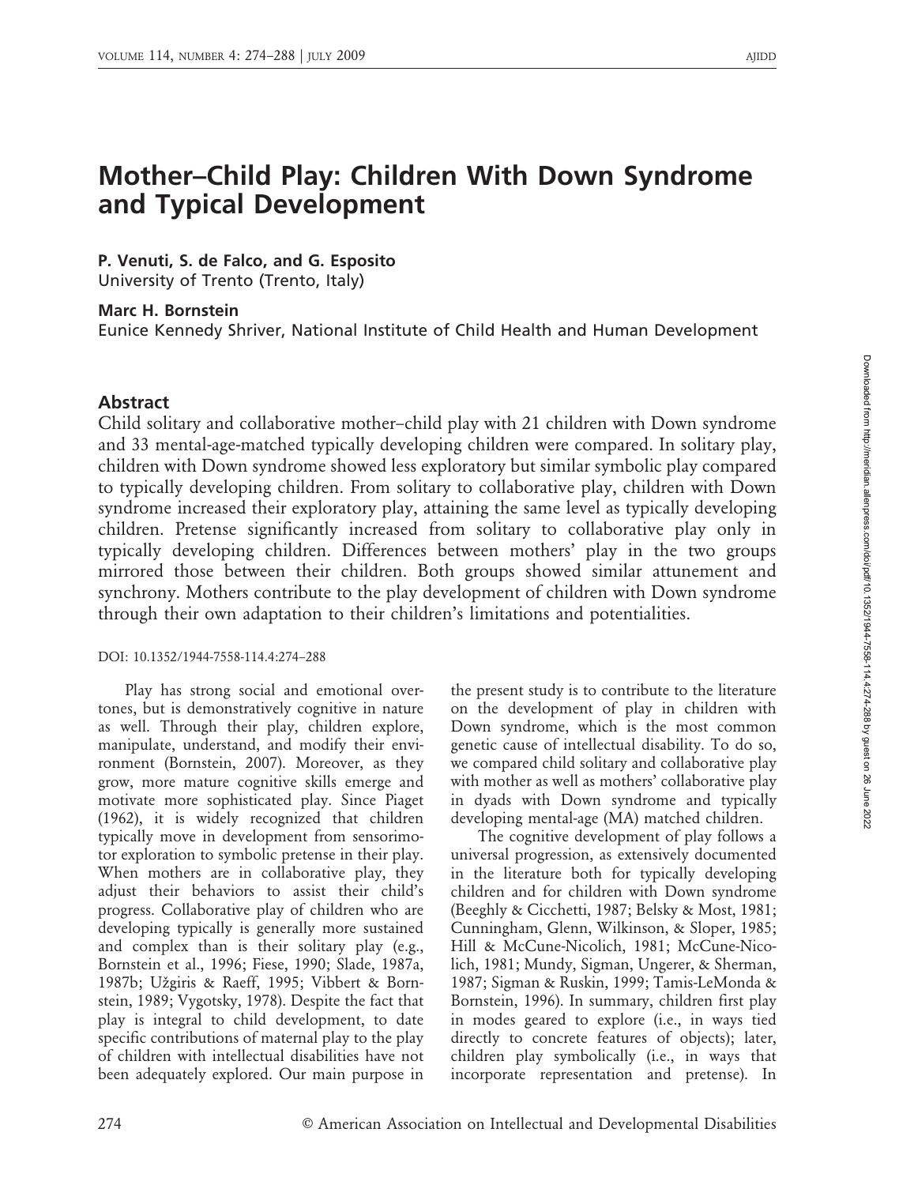# Mother–Child Play: Children With Down Syndrome and Typical Development

**P. Venuti, S. de Falco, and G. Esposito**
University of Trento (Trento, Italy)

**Marc H. Bornstein**
Eunice Kennedy Shriver, National Institute of Child Health and Human Development

## Abstract

Child solitary and collaborative mother–child play with 21 children with Down syndrome and 33 mental-age-matched typically developing children were compared. In solitary play, children with Down syndrome showed less exploratory but similar symbolic play compared to typically developing children. From solitary to collaborative play, children with Down syndrome increased their exploratory play, attaining the same level as typically developing children. Pretense significantly increased from solitary to collaborative play only in typically developing children. Differences between mothers' play in the two groups mirrored those between their children. Both groups showed similar attunement and synchrony. Mothers contribute to the play development of children with Down syndrome through their own adaptation to their children's limitations and potentialities.

DOI: 10.1352/1944-7558-114.4:274–288

Play has strong social and emotional overtones, but is demonstratively cognitive in nature as well. Through their play, children explore, manipulate, understand, and modify their environment (Bornstein, 2007). Moreover, as they grow, more mature cognitive skills emerge and motivate more sophisticated play. Since Piaget (1962), it is widely recognized that children typically move in development from sensorimotor exploration to symbolic pretense in their play. When mothers are in collaborative play, they adjust their behaviors to assist their child's progress. Collaborative play of children who are developing typically is generally more sustained and complex than is their solitary play (e.g., Bornstein et al., 1996; Fiese, 1990; Slade, 1987a, 1987b; Užgiris & Raeff, 1995; Vibbert & Bornstein, 1989; Vygotsky, 1978). Despite the fact that play is integral to child development, to date specific contributions of maternal play to the play of children with intellectual disabilities have not been adequately explored. Our main purpose in the present study is to contribute to the literature on the development of play in children with Down syndrome, which is the most common genetic cause of intellectual disability. To do so, we compared child solitary and collaborative play with mother as well as mothers' collaborative play in dyads with Down syndrome and typically developing mental-age (MA) matched children.

The cognitive development of play follows a universal progression, as extensively documented in the literature both for typically developing children and for children with Down syndrome (Beeghly & Cicchetti, 1987; Belsky & Most, 1981; Cunningham, Glenn, Wilkinson, & Sloper, 1985; Hill & McCune-Nicolich, 1981; McCune-Nicolich, 1981; Mundy, Sigman, Ungerer, & Sherman, 1987; Sigman & Ruskin, 1999; Tamis-LeMonda & Bornstein, 1996). In summary, children first play in modes geared to explore (i.e., in ways tied directly to concrete features of objects); later, children play symbolically (i.e., in ways that incorporate representation and pretense). In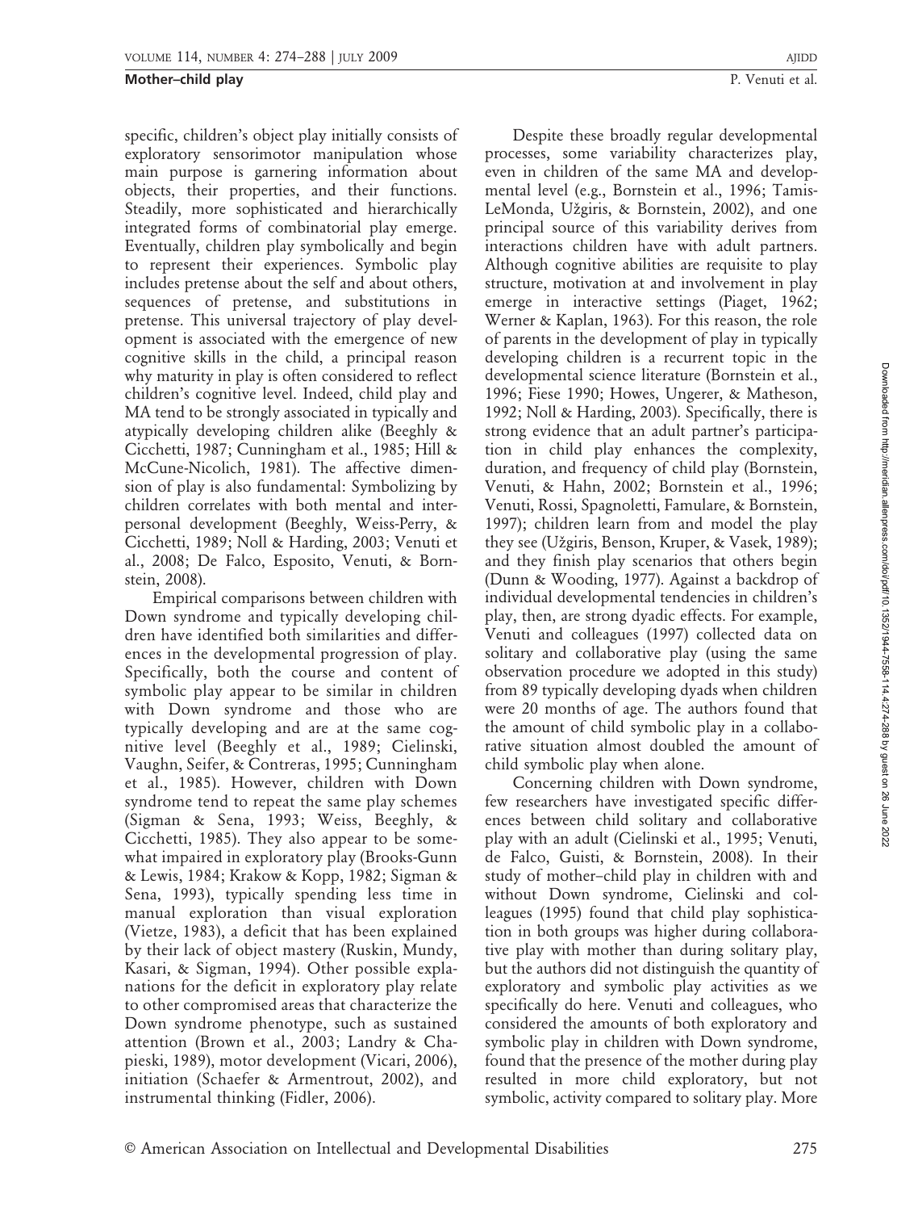specific, children's object play initially consists of exploratory sensorimotor manipulation whose main purpose is garnering information about objects, their properties, and their functions. Steadily, more sophisticated and hierarchically integrated forms of combinatorial play emerge. Eventually, children play symbolically and begin to represent their experiences. Symbolic play includes pretense about the self and about others, sequences of pretense, and substitutions in pretense. This universal trajectory of play development is associated with the emergence of new cognitive skills in the child, a principal reason why maturity in play is often considered to reflect children's cognitive level. Indeed, child play and MA tend to be strongly associated in typically and atypically developing children alike (Beeghly & Cicchetti, 1987; Cunningham et al., 1985; Hill & McCune-Nicolich, 1981). The affective dimension of play is also fundamental: Symbolizing by children correlates with both mental and interpersonal development (Beeghly, Weiss-Perry, & Cicchetti, 1989; Noll & Harding, 2003; Venuti et al., 2008; De Falco, Esposito, Venuti, & Bornstein, 2008).

Empirical comparisons between children with Down syndrome and typically developing children have identified both similarities and differences in the developmental progression of play. Specifically, both the course and content of symbolic play appear to be similar in children with Down syndrome and those who are typically developing and are at the same cognitive level (Beeghly et al., 1989; Cielinski, Vaughn, Seifer, & Contreras, 1995; Cunningham et al., 1985). However, children with Down syndrome tend to repeat the same play schemes (Sigman & Sena, 1993; Weiss, Beeghly, & Cicchetti, 1985). They also appear to be somewhat impaired in exploratory play (Brooks-Gunn & Lewis, 1984; Krakow & Kopp, 1982; Sigman & Sena, 1993), typically spending less time in manual exploration than visual exploration (Vietze, 1983), a deficit that has been explained by their lack of object mastery (Ruskin, Mundy, Kasari, & Sigman, 1994). Other possible explanations for the deficit in exploratory play relate to other compromised areas that characterize the Down syndrome phenotype, such as sustained attention (Brown et al., 2003; Landry & Chapieski, 1989), motor development (Vicari, 2006), initiation (Schaefer & Armentrout, 2002), and instrumental thinking (Fidler, 2006).

Despite these broadly regular developmental processes, some variability characterizes play, even in children of the same MA and developmental level (e.g., Bornstein et al., 1996; Tamis-LeMonda, Užgiris, & Bornstein, 2002), and one principal source of this variability derives from interactions children have with adult partners. Although cognitive abilities are requisite to play structure, motivation at and involvement in play emerge in interactive settings (Piaget, 1962; Werner & Kaplan, 1963). For this reason, the role of parents in the development of play in typically developing children is a recurrent topic in the developmental science literature (Bornstein et al., 1996; Fiese 1990; Howes, Ungerer, & Matheson, 1992; Noll & Harding, 2003). Specifically, there is strong evidence that an adult partner's participation in child play enhances the complexity, duration, and frequency of child play (Bornstein, Venuti, & Hahn, 2002; Bornstein et al., 1996; Venuti, Rossi, Spagnoletti, Famulare, & Bornstein, 1997); children learn from and model the play they see (Užgiris, Benson, Kruper, & Vasek, 1989); and they finish play scenarios that others begin (Dunn & Wooding, 1977). Against a backdrop of individual developmental tendencies in children's play, then, are strong dyadic effects. For example, Venuti and colleagues (1997) collected data on solitary and collaborative play (using the same observation procedure we adopted in this study) from 89 typically developing dyads when children were 20 months of age. The authors found that the amount of child symbolic play in a collaborative situation almost doubled the amount of child symbolic play when alone.

Concerning children with Down syndrome, few researchers have investigated specific differences between child solitary and collaborative play with an adult (Cielinski et al., 1995; Venuti, de Falco, Guisti, & Bornstein, 2008). In their study of mother–child play in children with and without Down syndrome, Cielinski and colleagues (1995) found that child play sophistication in both groups was higher during collaborative play with mother than during solitary play, but the authors did not distinguish the quantity of exploratory and symbolic play activities as we specifically do here. Venuti and colleagues, who considered the amounts of both exploratory and symbolic play in children with Down syndrome, found that the presence of the mother during play resulted in more child exploratory, but not symbolic, activity compared to solitary play. More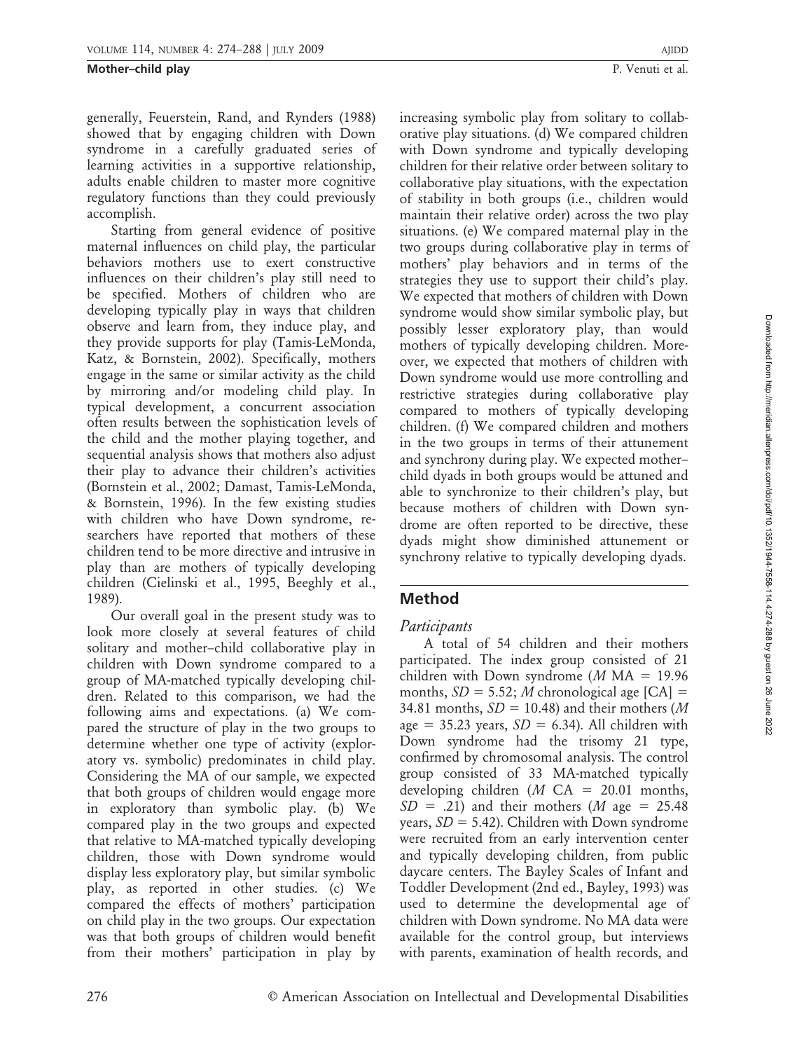generally, Feuerstein, Rand, and Rynders (1988) showed that by engaging children with Down syndrome in a carefully graduated series of learning activities in a supportive relationship, adults enable children to master more cognitive regulatory functions than they could previously accomplish.

Starting from general evidence of positive maternal influences on child play, the particular behaviors mothers use to exert constructive influences on their children's play still need to be specified. Mothers of children who are developing typically play in ways that children observe and learn from, they induce play, and they provide supports for play (Tamis-LeMonda, Katz, & Bornstein, 2002). Specifically, mothers engage in the same or similar activity as the child by mirroring and/or modeling child play. In typical development, a concurrent association often results between the sophistication levels of the child and the mother playing together, and sequential analysis shows that mothers also adjust their play to advance their children's activities (Bornstein et al., 2002; Damast, Tamis-LeMonda, & Bornstein, 1996). In the few existing studies with children who have Down syndrome, researchers have reported that mothers of these children tend to be more directive and intrusive in play than are mothers of typically developing children (Cielinski et al., 1995, Beeghly et al., 1989).

Our overall goal in the present study was to look more closely at several features of child solitary and mother–child collaborative play in children with Down syndrome compared to a group of MA-matched typically developing children. Related to this comparison, we had the following aims and expectations. (a) We compared the structure of play in the two groups to determine whether one type of activity (exploratory vs. symbolic) predominates in child play. Considering the MA of our sample, we expected that both groups of children would engage more in exploratory than symbolic play. (b) We compared play in the two groups and expected that relative to MA-matched typically developing children, those with Down syndrome would display less exploratory play, but similar symbolic play, as reported in other studies. (c) We compared the effects of mothers' participation on child play in the two groups. Our expectation was that both groups of children would benefit from their mothers' participation in play by increasing symbolic play from solitary to collaborative play situations. (d) We compared children with Down syndrome and typically developing children for their relative order between solitary to collaborative play situations, with the expectation of stability in both groups (i.e., children would maintain their relative order) across the two play situations. (e) We compared maternal play in the two groups during collaborative play in terms of mothers' play behaviors and in terms of the strategies they use to support their child's play. We expected that mothers of children with Down syndrome would show similar symbolic play, but possibly lesser exploratory play, than would mothers of typically developing children. Moreover, we expected that mothers of children with Down syndrome would use more controlling and restrictive strategies during collaborative play compared to mothers of typically developing children. (f) We compared children and mothers in the two groups in terms of their attunement and synchrony during play. We expected mother–child dyads in both groups would be attuned and able to synchronize to their children's play, but because mothers of children with Down syndrome are often reported to be directive, these dyads might show diminished attunement or synchrony relative to typically developing dyads.

## Method

### *Participants*

A total of 54 children and their mothers participated. The index group consisted of 21 children with Down syndrome ($M$ MA = 19.96 months, $SD$ = 5.52; $M$ chronological age [CA] = 34.81 months, $SD$ = 10.48) and their mothers ($M$ age = 35.23 years, $SD$ = 6.34). All children with Down syndrome had the trisomy 21 type, confirmed by chromosomal analysis. The control group consisted of 33 MA-matched typically developing children ($M$ CA = 20.01 months, $SD$ = .21) and their mothers ($M$ age = 25.48 years, $SD$ = 5.42). Children with Down syndrome were recruited from an early intervention center and typically developing children, from public daycare centers. The Bayley Scales of Infant and Toddler Development (2nd ed., Bayley, 1993) was used to determine the developmental age of children with Down syndrome. No MA data were available for the control group, but interviews with parents, examination of health records, and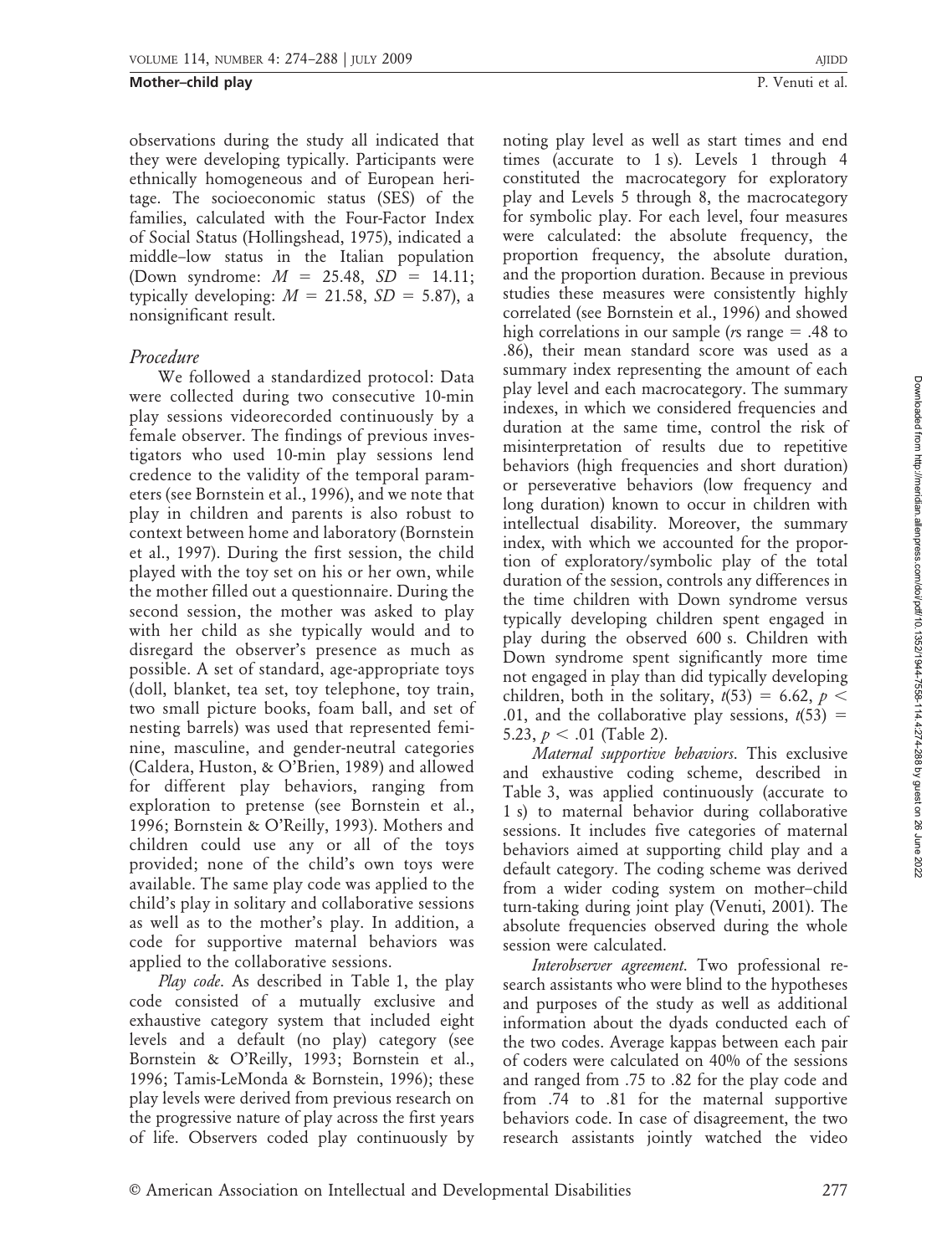observations during the study all indicated that they were developing typically. Participants were ethnically homogeneous and of European heritage. The socioeconomic status (SES) of the families, calculated with the Four-Factor Index of Social Status (Hollingshead, 1975), indicated a middle–low status in the Italian population (Down syndrome: $M = 25.48$, $SD = 14.11$; typically developing: $M = 21.58$, $SD = 5.87$), a nonsignificant result.

### Procedure

We followed a standardized protocol: Data were collected during two consecutive 10-min play sessions videorecorded continuously by a female observer. The findings of previous investigators who used 10-min play sessions lend credence to the validity of the temporal parameters (see Bornstein et al., 1996), and we note that play in children and parents is also robust to context between home and laboratory (Bornstein et al., 1997). During the first session, the child played with the toy set on his or her own, while the mother filled out a questionnaire. During the second session, the mother was asked to play with her child as she typically would and to disregard the observer's presence as much as possible. A set of standard, age-appropriate toys (doll, blanket, tea set, toy telephone, toy train, two small picture books, foam ball, and set of nesting barrels) was used that represented feminine, masculine, and gender-neutral categories (Caldera, Huston, & O'Brien, 1989) and allowed for different play behaviors, ranging from exploration to pretense (see Bornstein et al., 1996; Bornstein & O'Reilly, 1993). Mothers and children could use any or all of the toys provided; none of the child's own toys were available. The same play code was applied to the child's play in solitary and collaborative sessions as well as to the mother's play. In addition, a code for supportive maternal behaviors was applied to the collaborative sessions.

*Play code*. As described in Table 1, the play code consisted of a mutually exclusive and exhaustive category system that included eight levels and a default (no play) category (see Bornstein & O'Reilly, 1993; Bornstein et al., 1996; Tamis-LeMonda & Bornstein, 1996); these play levels were derived from previous research on the progressive nature of play across the first years of life. Observers coded play continuously by noting play level as well as start times and end times (accurate to 1 s). Levels 1 through 4 constituted the macrocategory for exploratory play and Levels 5 through 8, the macrocategory for symbolic play. For each level, four measures were calculated: the absolute frequency, the proportion frequency, the absolute duration, and the proportion duration. Because in previous studies these measures were consistently highly correlated (see Bornstein et al., 1996) and showed high correlations in our sample (*r*s range = .48 to .86), their mean standard score was used as a summary index representing the amount of each play level and each macrocategory. The summary indexes, in which we considered frequencies and duration at the same time, control the risk of misinterpretation of results due to repetitive behaviors (high frequencies and short duration) or perseverative behaviors (low frequency and long duration) known to occur in children with intellectual disability. Moreover, the summary index, with which we accounted for the proportion of exploratory/symbolic play of the total duration of the session, controls any differences in the time children with Down syndrome versus typically developing children spent engaged in play during the observed 600 s. Children with Down syndrome spent significantly more time not engaged in play than did typically developing children, both in the solitary, $t(53) = 6.62$, $p < .01$, and the collaborative play sessions, $t(53) = 5.23$, $p < .01$ (Table 2).

*Maternal supportive behaviors*. This exclusive and exhaustive coding scheme, described in Table 3, was applied continuously (accurate to 1 s) to maternal behavior during collaborative sessions. It includes five categories of maternal behaviors aimed at supporting child play and a default category. The coding scheme was derived from a wider coding system on mother–child turn-taking during joint play (Venuti, 2001). The absolute frequencies observed during the whole session were calculated.

*Interobserver agreement*. Two professional research assistants who were blind to the hypotheses and purposes of the study as well as additional information about the dyads conducted each of the two codes. Average kappas between each pair of coders were calculated on 40% of the sessions and ranged from .75 to .82 for the play code and from .74 to .81 for the maternal supportive behaviors code. In case of disagreement, the two research assistants jointly watched the video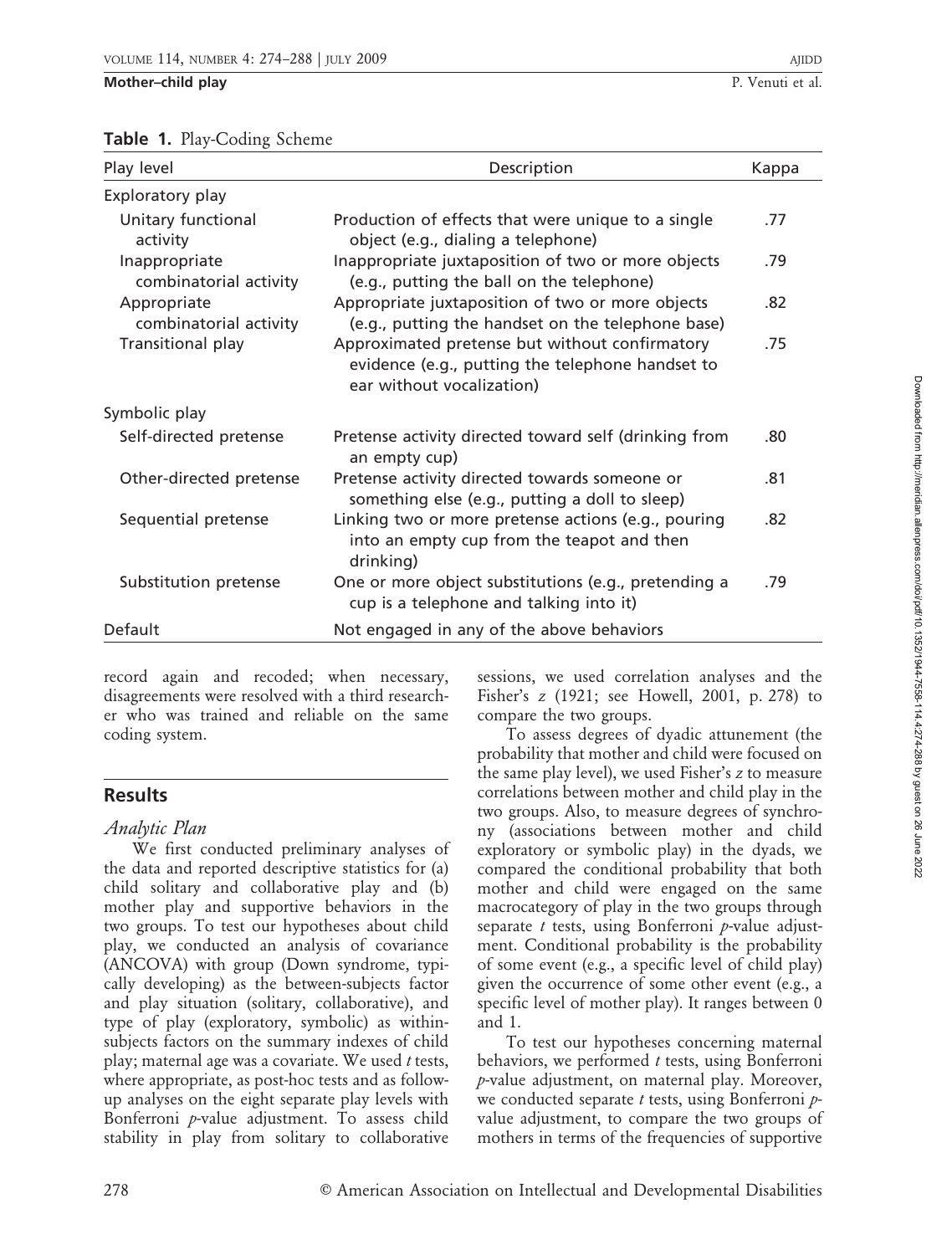**Table 1.** Play-Coding Scheme

| Play level | Description | Kappa |
|---|---|---|
| Exploratory play | | |
| Unitary functional activity | Production of effects that were unique to a single object (e.g., dialing a telephone) | .77 |
| Inappropriate combinatorial activity | Inappropriate juxtaposition of two or more objects (e.g., putting the ball on the telephone) | .79 |
| Appropriate combinatorial activity | Appropriate juxtaposition of two or more objects (e.g., putting the handset on the telephone base) | .82 |
| Transitional play | Approximated pretense but without confirmatory evidence (e.g., putting the telephone handset to ear without vocalization) | .75 |
| Symbolic play | | |
| Self-directed pretense | Pretense activity directed toward self (drinking from an empty cup) | .80 |
| Other-directed pretense | Pretense activity directed towards someone or something else (e.g., putting a doll to sleep) | .81 |
| Sequential pretense | Linking two or more pretense actions (e.g., pouring into an empty cup from the teapot and then drinking) | .82 |
| Substitution pretense | One or more object substitutions (e.g., pretending a cup is a telephone and talking into it) | .79 |
| Default | Not engaged in any of the above behaviors | |

record again and recoded; when necessary, disagreements were resolved with a third researcher who was trained and reliable on the same coding system.

## Results

### *Analytic Plan*

We first conducted preliminary analyses of the data and reported descriptive statistics for (a) child solitary and collaborative play and (b) mother play and supportive behaviors in the two groups. To test our hypotheses about child play, we conducted an analysis of covariance (ANCOVA) with group (Down syndrome, typically developing) as the between-subjects factor and play situation (solitary, collaborative), and type of play (exploratory, symbolic) as within-subjects factors on the summary indexes of child play; maternal age was a covariate. We used $t$ tests, where appropriate, as post-hoc tests and as follow-up analyses on the eight separate play levels with Bonferroni $p$-value adjustment. To assess child stability in play from solitary to collaborative sessions, we used correlation analyses and the Fisher's $z$ (1921; see Howell, 2001, p. 278) to compare the two groups.

To assess degrees of dyadic attunement (the probability that mother and child were focused on the same play level), we used Fisher's $z$ to measure correlations between mother and child play in the two groups. Also, to measure degrees of synchrony (associations between mother and child exploratory or symbolic play) in the dyads, we compared the conditional probability that both mother and child were engaged on the same macrocategory of play in the two groups through separate $t$ tests, using Bonferroni $p$-value adjustment. Conditional probability is the probability of some event (e.g., a specific level of child play) given the occurrence of some other event (e.g., a specific level of mother play). It ranges between 0 and 1.

To test our hypotheses concerning maternal behaviors, we performed $t$ tests, using Bonferroni $p$-value adjustment, on maternal play. Moreover, we conducted separate $t$ tests, using Bonferroni $p$-value adjustment, to compare the two groups of mothers in terms of the frequencies of supportive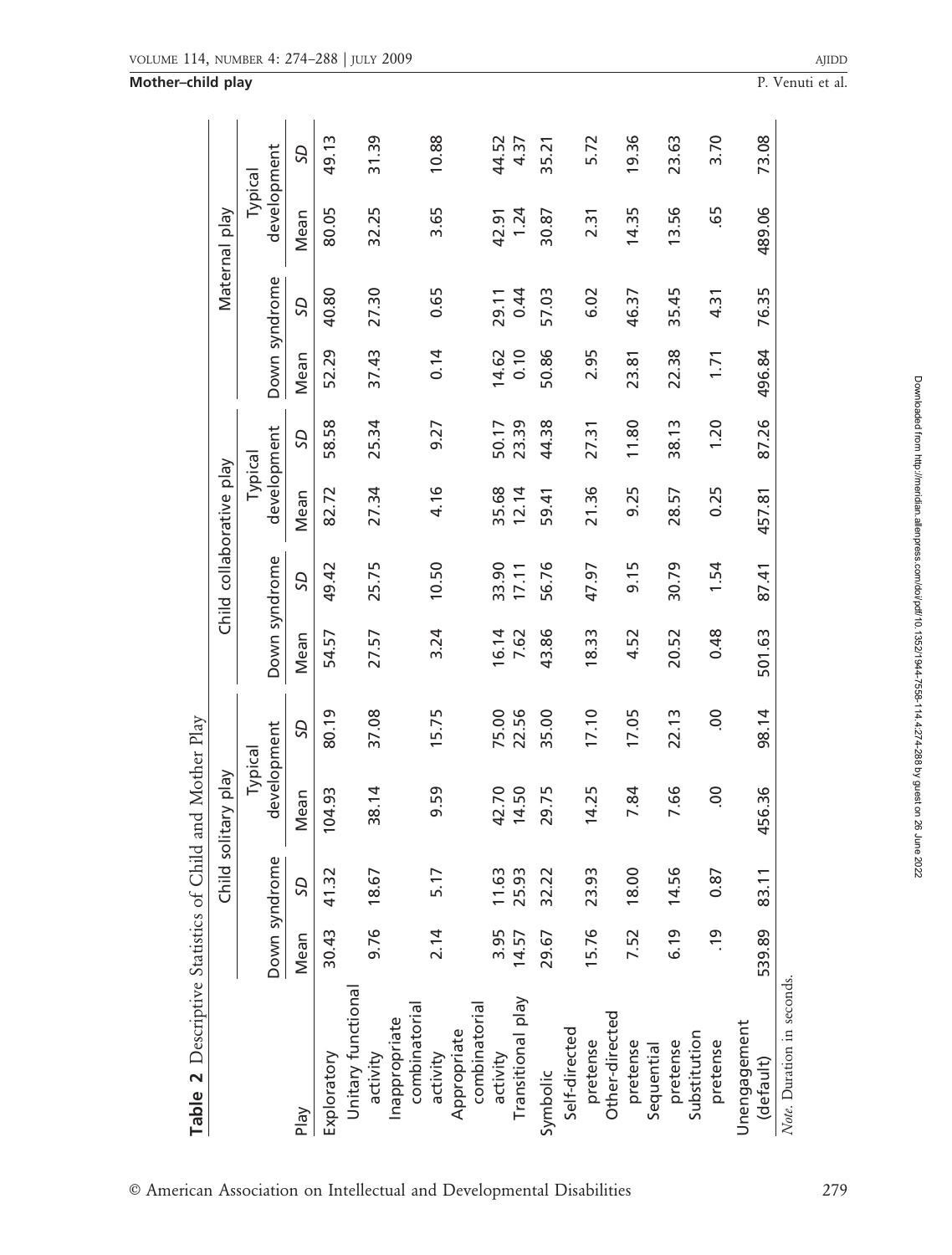**Table 2** Descriptive Statistics of Child and Mother Play

| Play | Child solitary play | | | | Child collaborative play | | | | Maternal play | | | |
|---|---|---|---|---|---|---|---|---|---|---|---|---|
| | Down syndrome | | Typical development | | Down syndrome | | Typical development | | Down syndrome | | Typical development | |
| | Mean | *SD* | Mean | *SD* | Mean | *SD* | Mean | *SD* | Mean | *SD* | Mean | *SD* |
| Exploratory | 30.43 | 41.32 | 104.93 | 80.19 | 54.57 | 49.42 | 82.72 | 58.58 | 52.29 | 40.80 | 80.05 | 49.13 |
| Unitary functional activity | 9.76 | 18.67 | 38.14 | 37.08 | 27.57 | 25.75 | 27.34 | 25.34 | 37.43 | 27.30 | 32.25 | 31.39 |
| Inappropriate combinatorial activity | 2.14 | 5.17 | 9.59 | 15.75 | 3.24 | 10.50 | 4.16 | 9.27 | 0.14 | 0.65 | 3.65 | 10.88 |
| Appropriate combinatorial activity | 3.95 | 11.63 | 42.70 | 75.00 | 16.14 | 33.90 | 35.68 | 50.17 | 14.62 | 29.11 | 42.91 | 44.52 |
| Transitional play | 14.57 | 25.93 | 14.50 | 22.56 | 7.62 | 17.11 | 12.14 | 23.39 | 0.10 | 0.44 | 1.24 | 4.37 |
| Symbolic | 29.67 | 32.22 | 29.75 | 35.00 | 43.86 | 56.76 | 59.41 | 44.38 | 50.86 | 57.03 | 30.87 | 35.21 |
| Self-directed pretense | 15.76 | 23.93 | 14.25 | 17.10 | 18.33 | 47.97 | 21.36 | 27.31 | 2.95 | 6.02 | 2.31 | 5.72 |
| Other-directed pretense | 7.52 | 18.00 | 7.84 | 17.05 | 4.52 | 9.15 | 9.25 | 11.80 | 23.81 | 46.37 | 14.35 | 19.36 |
| Sequential pretense | 6.19 | 14.56 | 7.66 | 22.13 | 20.52 | 30.79 | 28.57 | 38.13 | 22.38 | 35.45 | 13.56 | 23.63 |
| Substitution pretense | .19 | 0.87 | .00 | .00 | 0.48 | 1.54 | 0.25 | 1.20 | 1.71 | 4.31 | .65 | 3.70 |
| Unengagement (default) | 539.89 | 83.11 | 456.36 | 98.14 | 501.63 | 87.41 | 457.81 | 87.26 | 496.84 | 76.35 | 489.06 | 73.08 |

*Note.* Duration in seconds.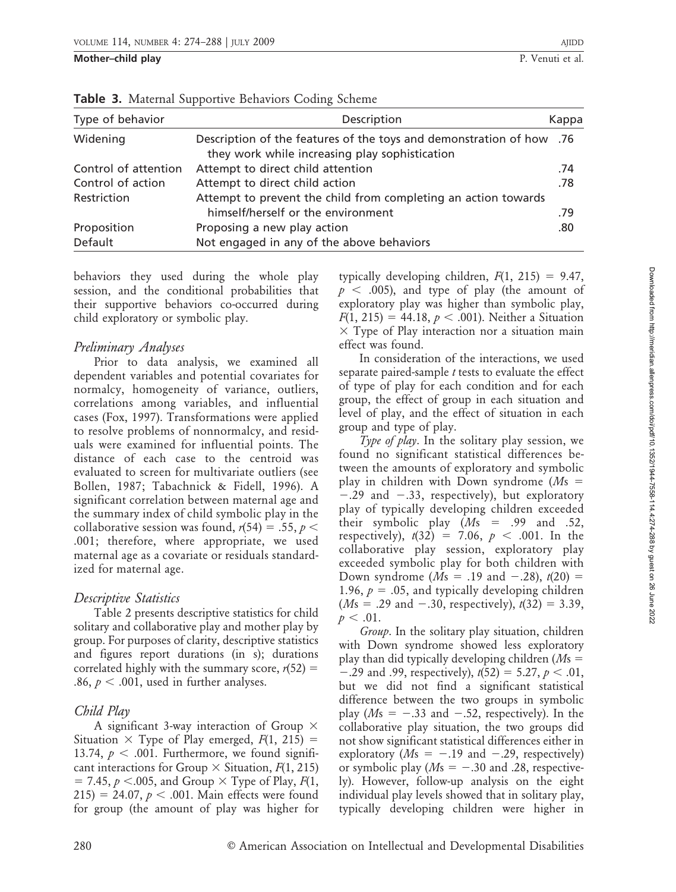**Table 3.** Maternal Supportive Behaviors Coding Scheme

| Type of behavior | Description | Kappa |
|---|---|---|
| Widening | Description of the features of the toys and demonstration of how they work while increasing play sophistication | .76 |
| Control of attention | Attempt to direct child attention | .74 |
| Control of action | Attempt to direct child action | .78 |
| Restriction | Attempt to prevent the child from completing an action towards himself/herself or the environment | .79 |
| Proposition | Proposing a new play action | .80 |
| Default | Not engaged in any of the above behaviors | |

behaviors they used during the whole play session, and the conditional probabilities that their supportive behaviors co-occurred during child exploratory or symbolic play.

### *Preliminary Analyses*

Prior to data analysis, we examined all dependent variables and potential covariates for normalcy, homogeneity of variance, outliers, correlations among variables, and influential cases (Fox, 1997). Transformations were applied to resolve problems of nonnormalcy, and residuals were examined for influential points. The distance of each case to the centroid was evaluated to screen for multivariate outliers (see Bollen, 1987; Tabachnick & Fidell, 1996). A significant correlation between maternal age and the summary index of child symbolic play in the collaborative session was found, $r(54) = .55, p < .001$; therefore, where appropriate, we used maternal age as a covariate or residuals standardized for maternal age.

### *Descriptive Statistics*

Table 2 presents descriptive statistics for child solitary and collaborative play and mother play by group. For purposes of clarity, descriptive statistics and figures report durations (in s); durations correlated highly with the summary score, $r(52) = .86, p < .001$, used in further analyses.

### *Child Play*

A significant 3-way interaction of Group $\times$ Situation $\times$ Type of Play emerged, $F(1, 215) = 13.74, p < .001$. Furthermore, we found significant interactions for Group $\times$ Situation, $F(1, 215) = 7.45, p < .005$, and Group $\times$ Type of Play, $F(1, 215) = 24.07, p < .001$. Main effects were found for group (the amount of play was higher for typically developing children, $F(1, 215) = 9.47, p < .005$), and type of play (the amount of exploratory play was higher than symbolic play, $F(1, 215) = 44.18, p < .001$). Neither a Situation $\times$ Type of Play interaction nor a situation main effect was found.

In consideration of the interactions, we used separate paired-sample *t* tests to evaluate the effect of type of play for each condition and for each group, the effect of group in each situation and level of play, and the effect of situation in each group and type of play.

*Type of play*. In the solitary play session, we found no significant statistical differences between the amounts of exploratory and symbolic play in children with Down syndrome ($M$s $= -.29$ and $-.33$, respectively), but exploratory play of typically developing children exceeded their symbolic play ($M$s $= .99$ and $.52$, respectively), $t(32) = 7.06, p < .001$. In the collaborative play session, exploratory play exceeded symbolic play for both children with Down syndrome ($M$s $= .19$ and $-.28$), $t(20) = 1.96, p = .05$, and typically developing children ($M$s $= .29$ and $-.30$, respectively), $t(32) = 3.39, p < .01$.

*Group*. In the solitary play situation, children with Down syndrome showed less exploratory play than did typically developing children ($M$s $= -.29$ and $.99$, respectively), $t(52) = 5.27, p < .01$, but we did not find a significant statistical difference between the two groups in symbolic play ($M$s $= -.33$ and $-.52$, respectively). In the collaborative play situation, the two groups did not show significant statistical differences either in exploratory ($M$s $= -.19$ and $-.29$, respectively) or symbolic play ($M$s $= -.30$ and $.28$, respectively). However, follow-up analysis on the eight individual play levels showed that in solitary play, typically developing children were higher in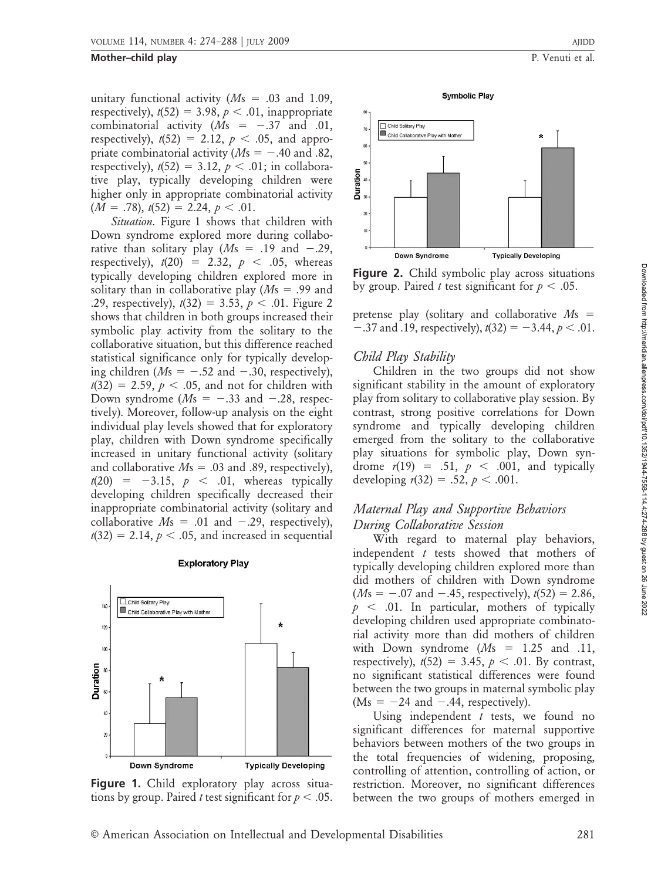unitary functional activity ($Ms = .03$ and 1.09, respectively), $t(52) = 3.98$, $p < .01$, inappropriate combinatorial activity ($Ms = -.37$ and .01, respectively), $t(52) = 2.12$, $p < .05$, and appropriate combinatorial activity ($Ms = -.40$ and .82, respectively), $t(52) = 3.12$, $p < .01$; in collaborative play, typically developing children were higher only in appropriate combinatorial activity ($M = .78$), $t(52) = 2.24$, $p < .01$.

*Situation*. Figure 1 shows that children with Down syndrome explored more during collaborative than solitary play ($Ms = .19$ and $-.29$, respectively), $t(20) = 2.32$, $p < .05$, whereas typically developing children explored more in solitary than in collaborative play ($Ms = .99$ and .29, respectively), $t(32) = 3.53$, $p < .01$. Figure 2 shows that children in both groups increased their symbolic play activity from the solitary to the collaborative situation, but this difference reached statistical significance only for typically developing children ($Ms = -.52$ and $-.30$, respectively), $t(32) = 2.59$, $p < .05$, and not for children with Down syndrome ($Ms = -.33$ and $-.28$, respectively). Moreover, follow-up analysis on the eight individual play levels showed that for exploratory play, children with Down syndrome specifically increased in unitary functional activity (solitary and collaborative $Ms = .03$ and .89, respectively), $t(20) = -3.15$, $p < .01$, whereas typically developing children specifically decreased their inappropriate combinatorial activity (solitary and collaborative $Ms = .01$ and $-.29$, respectively), $t(32) = 2.14$, $p < .05$, and increased in sequential pretense play (solitary and collaborative $Ms = -.37$ and .19, respectively), $t(32) = -3.44$, $p < .01$.

**Figure 1.** Child exploratory play across situations by group. Paired *t* test significant for $p < .05$.

**Figure 2.** Child symbolic play across situations by group. Paired *t* test significant for $p < .05$.

### *Child Play Stability*

Children in the two groups did not show significant stability in the amount of exploratory play from solitary to collaborative play session. By contrast, strong positive correlations for Down syndrome and typically developing children emerged from the solitary to the collaborative play situations for symbolic play, Down syndrome $r(19) = .51$, $p < .001$, and typically developing $r(32) = .52$, $p < .001$.

### *Maternal Play and Supportive Behaviors During Collaborative Session*

With regard to maternal play behaviors, independent *t* tests showed that mothers of typically developing children explored more than did mothers of children with Down syndrome ($Ms = -.07$ and $-.45$, respectively), $t(52) = 2.86$, $p < .01$. In particular, mothers of typically developing children used appropriate combinatorial activity more than did mothers of children with Down syndrome ($Ms = 1.25$ and .11, respectively), $t(52) = 3.45$, $p < .01$. By contrast, no significant statistical differences were found between the two groups in maternal symbolic play ($Ms = -24$ and $-.44$, respectively).

Using independent *t* tests, we found no significant differences for maternal supportive behaviors between mothers of the two groups in the total frequencies of widening, proposing, controlling of attention, controlling of action, or restriction. Moreover, no significant differences between the two groups of mothers emerged in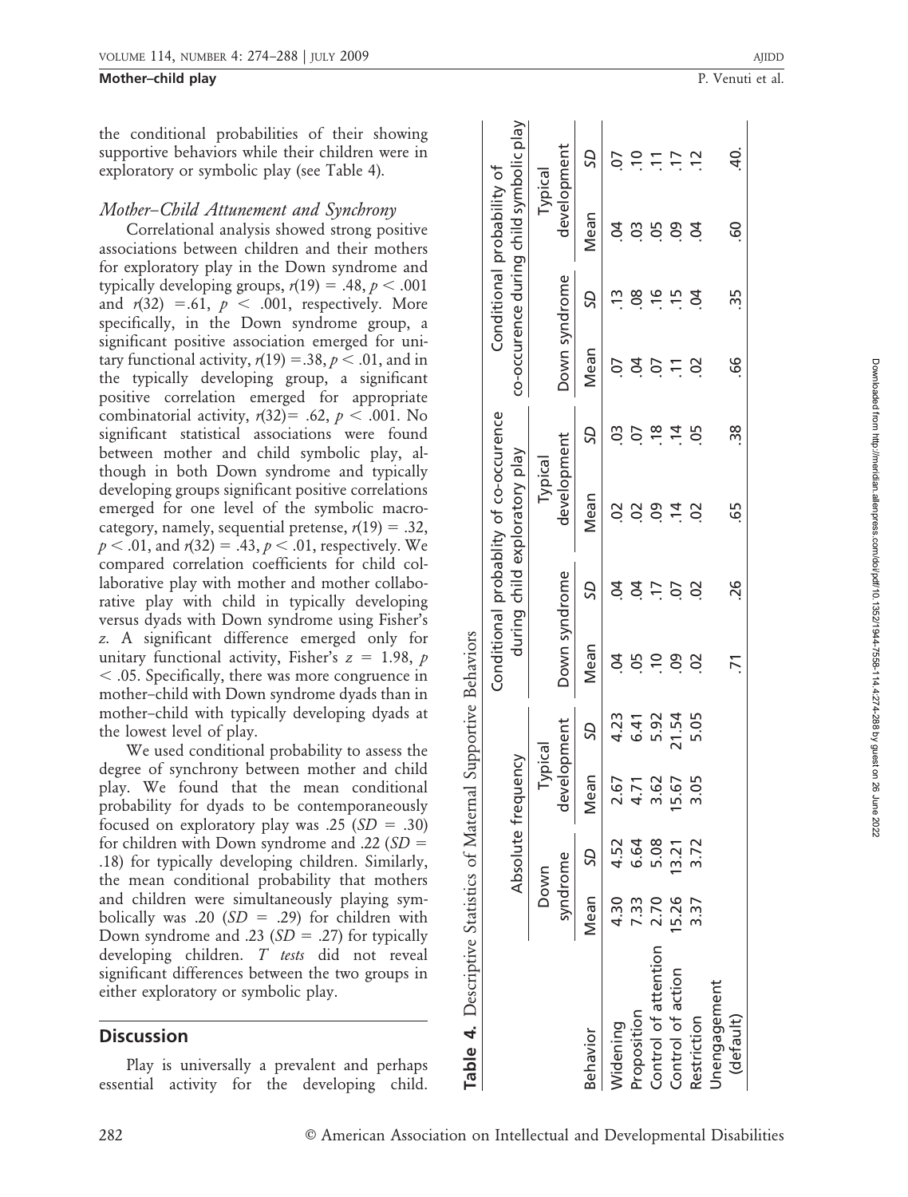the conditional probabilities of their showing supportive behaviors while their children were in exploratory or symbolic play (see Table 4).

### Mother–Child Attunement and Synchrony

Correlational analysis showed strong positive associations between children and their mothers for exploratory play in the Down syndrome and typically developing groups, $r(19) = .48, p < .001$ and $r(32) = .61, p < .001$, respectively. More specifically, in the Down syndrome group, a significant positive association emerged for unitary functional activity, $r(19) = .38, p < .01$, and in the typically developing group, a significant positive correlation emerged for appropriate combinatorial activity, $r(32) = .62, p < .001$. No significant statistical associations were found between mother and child symbolic play, although in both Down syndrome and typically developing groups significant positive correlations emerged for one level of the symbolic macrocategory, namely, sequential pretense, $r(19) = .32$, $p < .01$, and $r(32) = .43, p < .01$, respectively. We compared correlation coefficients for child collaborative play with mother and mother collaborative play with child in typically developing versus dyads with Down syndrome using Fisher's *z*. A significant difference emerged only for unitary functional activity, Fisher's $z = 1.98, p < .05$. Specifically, there was more congruence in mother–child with Down syndrome dyads than in mother–child with typically developing dyads at the lowest level of play.

We used conditional probability to assess the degree of synchrony between mother and child play. We found that the mean conditional probability for dyads to be contemporaneously focused on exploratory play was .25 ($SD = .30$) for children with Down syndrome and .22 ($SD = .18$) for typically developing children. Similarly, the mean conditional probability that mothers and children were simultaneously playing symbolically was .20 ($SD = .29$) for children with Down syndrome and .23 ($SD = .27$) for typically developing children. *T tests* did not reveal significant differences between the two groups in either exploratory or symbolic play.

**Table 4.** Descriptive Statistics of Maternal Supportive Behaviors

| | Absolute frequency | | | | Conditional probablity of co-occurence during child exploratory play | | | | Conditional probability of co-occurence during child symbolic play | | | |
|---|---|---|---|---|---|---|---|---|---|---|---|---|
| | Down syndrome | | Typical development | | Down syndrome | | Typical development | | Down syndrome | | Typical development | |
| Behavior | Mean | *SD* | Mean | *SD* | Mean | *SD* | Mean | *SD* | Mean | *SD* | Mean | *SD* |
| Widening | 4.30 | 4.52 | 2.67 | 4.23 | .04 | .04 | .02 | .03 | .07 | .13 | .04 | .07 |
| Proposition | 7.33 | 6.64 | 4.71 | 6.41 | .05 | .04 | .02 | .07 | .04 | .08 | .03 | .10 |
| Control of attention | 2.70 | 5.08 | 3.62 | 5.92 | .10 | .17 | .09 | .18 | .07 | .16 | .05 | .11 |
| Control of action | 15.26 | 13.21 | 15.67 | 21.54 | .09 | .07 | .14 | .14 | .11 | .15 | .09 | .17 |
| Restriction | 3.37 | 3.72 | 3.05 | 5.05 | .02 | .02 | .02 | .05 | .02 | .04 | .04 | .12 |
| Unengagement (default) | | | | | .71 | .26 | .65 | .38 | .66 | .35 | .60 | .40 |

## Discussion

Play is universally a prevalent and perhaps essential activity for the developing child.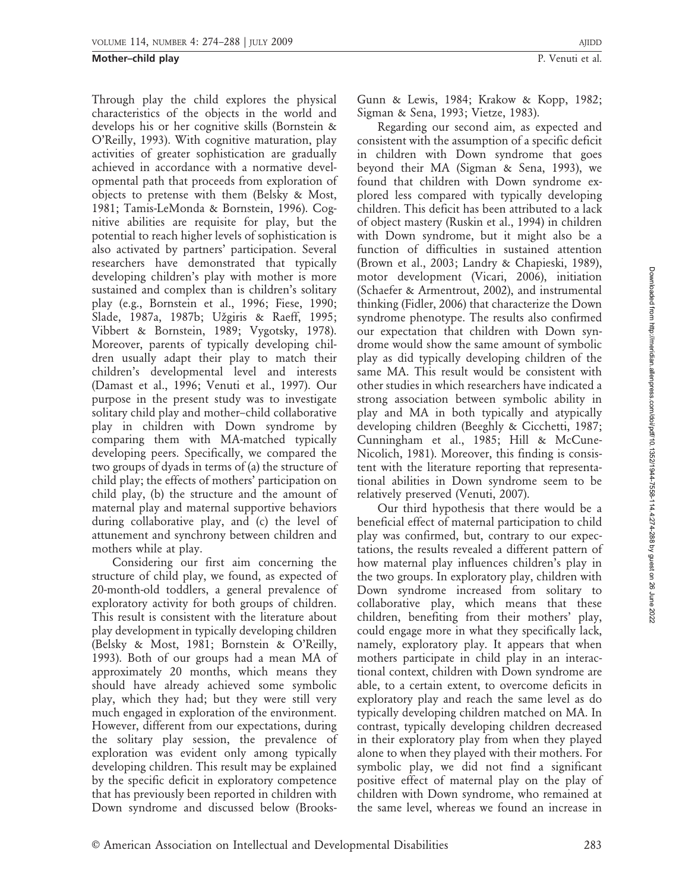Through play the child explores the physical characteristics of the objects in the world and develops his or her cognitive skills (Bornstein & O'Reilly, 1993). With cognitive maturation, play activities of greater sophistication are gradually achieved in accordance with a normative developmental path that proceeds from exploration of objects to pretense with them (Belsky & Most, 1981; Tamis-LeMonda & Bornstein, 1996). Cognitive abilities are requisite for play, but the potential to reach higher levels of sophistication is also activated by partners' participation. Several researchers have demonstrated that typically developing children's play with mother is more sustained and complex than is children's solitary play (e.g., Bornstein et al., 1996; Fiese, 1990; Slade, 1987a, 1987b; Užgiris & Raeff, 1995; Vibbert & Bornstein, 1989; Vygotsky, 1978). Moreover, parents of typically developing children usually adapt their play to match their children's developmental level and interests (Damast et al., 1996; Venuti et al., 1997). Our purpose in the present study was to investigate solitary child play and mother–child collaborative play in children with Down syndrome by comparing them with MA-matched typically developing peers. Specifically, we compared the two groups of dyads in terms of (a) the structure of child play; the effects of mothers' participation on child play, (b) the structure and the amount of maternal play and maternal supportive behaviors during collaborative play, and (c) the level of attunement and synchrony between children and mothers while at play.

Considering our first aim concerning the structure of child play, we found, as expected of 20-month-old toddlers, a general prevalence of exploratory activity for both groups of children. This result is consistent with the literature about play development in typically developing children (Belsky & Most, 1981; Bornstein & O'Reilly, 1993). Both of our groups had a mean MA of approximately 20 months, which means they should have already achieved some symbolic play, which they had; but they were still very much engaged in exploration of the environment. However, different from our expectations, during the solitary play session, the prevalence of exploration was evident only among typically developing children. This result may be explained by the specific deficit in exploratory competence that has previously been reported in children with Down syndrome and discussed below (Brooks-Gunn & Lewis, 1984; Krakow & Kopp, 1982; Sigman & Sena, 1993; Vietze, 1983).

Regarding our second aim, as expected and consistent with the assumption of a specific deficit in children with Down syndrome that goes beyond their MA (Sigman & Sena, 1993), we found that children with Down syndrome explored less compared with typically developing children. This deficit has been attributed to a lack of object mastery (Ruskin et al., 1994) in children with Down syndrome, but it might also be a function of difficulties in sustained attention (Brown et al., 2003; Landry & Chapieski, 1989), motor development (Vicari, 2006), initiation (Schaefer & Armentrout, 2002), and instrumental thinking (Fidler, 2006) that characterize the Down syndrome phenotype. The results also confirmed our expectation that children with Down syndrome would show the same amount of symbolic play as did typically developing children of the same MA. This result would be consistent with other studies in which researchers have indicated a strong association between symbolic ability in play and MA in both typically and atypically developing children (Beeghly & Cicchetti, 1987; Cunningham et al., 1985; Hill & McCune-Nicolich, 1981). Moreover, this finding is consistent with the literature reporting that representational abilities in Down syndrome seem to be relatively preserved (Venuti, 2007).

Our third hypothesis that there would be a beneficial effect of maternal participation to child play was confirmed, but, contrary to our expectations, the results revealed a different pattern of how maternal play influences children's play in the two groups. In exploratory play, children with Down syndrome increased from solitary to collaborative play, which means that these children, benefiting from their mothers' play, could engage more in what they specifically lack, namely, exploratory play. It appears that when mothers participate in child play in an interactional context, children with Down syndrome are able, to a certain extent, to overcome deficits in exploratory play and reach the same level as do typically developing children matched on MA. In contrast, typically developing children decreased in their exploratory play from when they played alone to when they played with their mothers. For symbolic play, we did not find a significant positive effect of maternal play on the play of children with Down syndrome, who remained at the same level, whereas we found an increase in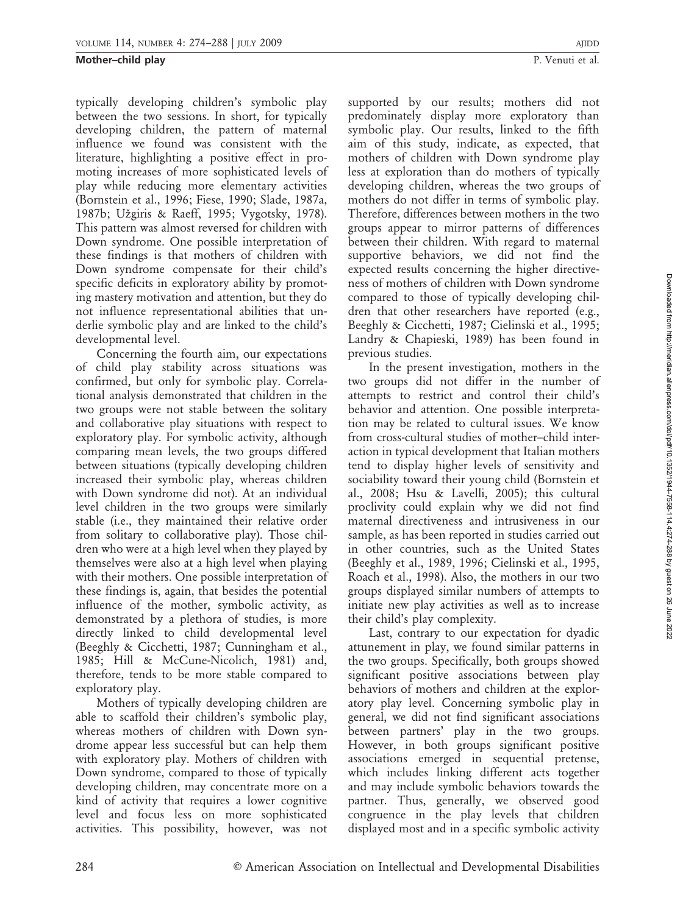typically developing children's symbolic play between the two sessions. In short, for typically developing children, the pattern of maternal influence we found was consistent with the literature, highlighting a positive effect in promoting increases of more sophisticated levels of play while reducing more elementary activities (Bornstein et al., 1996; Fiese, 1990; Slade, 1987a, 1987b; Užgiris & Raeff, 1995; Vygotsky, 1978). This pattern was almost reversed for children with Down syndrome. One possible interpretation of these findings is that mothers of children with Down syndrome compensate for their child's specific deficits in exploratory ability by promoting mastery motivation and attention, but they do not influence representational abilities that underlie symbolic play and are linked to the child's developmental level.

Concerning the fourth aim, our expectations of child play stability across situations was confirmed, but only for symbolic play. Correlational analysis demonstrated that children in the two groups were not stable between the solitary and collaborative play situations with respect to exploratory play. For symbolic activity, although comparing mean levels, the two groups differed between situations (typically developing children increased their symbolic play, whereas children with Down syndrome did not). At an individual level children in the two groups were similarly stable (i.e., they maintained their relative order from solitary to collaborative play). Those children who were at a high level when they played by themselves were also at a high level when playing with their mothers. One possible interpretation of these findings is, again, that besides the potential influence of the mother, symbolic activity, as demonstrated by a plethora of studies, is more directly linked to child developmental level (Beeghly & Cicchetti, 1987; Cunningham et al., 1985; Hill & McCune-Nicolich, 1981) and, therefore, tends to be more stable compared to exploratory play.

Mothers of typically developing children are able to scaffold their children's symbolic play, whereas mothers of children with Down syndrome appear less successful but can help them with exploratory play. Mothers of children with Down syndrome, compared to those of typically developing children, may concentrate more on a kind of activity that requires a lower cognitive level and focus less on more sophisticated activities. This possibility, however, was not supported by our results; mothers did not predominately display more exploratory than symbolic play. Our results, linked to the fifth aim of this study, indicate, as expected, that mothers of children with Down syndrome play less at exploration than do mothers of typically developing children, whereas the two groups of mothers do not differ in terms of symbolic play. Therefore, differences between mothers in the two groups appear to mirror patterns of differences between their children. With regard to maternal supportive behaviors, we did not find the expected results concerning the higher directiveness of mothers of children with Down syndrome compared to those of typically developing children that other researchers have reported (e.g., Beeghly & Cicchetti, 1987; Cielinski et al., 1995; Landry & Chapieski, 1989) has been found in previous studies.

In the present investigation, mothers in the two groups did not differ in the number of attempts to restrict and control their child's behavior and attention. One possible interpretation may be related to cultural issues. We know from cross-cultural studies of mother–child interaction in typical development that Italian mothers tend to display higher levels of sensitivity and sociability toward their young child (Bornstein et al., 2008; Hsu & Lavelli, 2005); this cultural proclivity could explain why we did not find maternal directiveness and intrusiveness in our sample, as has been reported in studies carried out in other countries, such as the United States (Beeghly et al., 1989, 1996; Cielinski et al., 1995, Roach et al., 1998). Also, the mothers in our two groups displayed similar numbers of attempts to initiate new play activities as well as to increase their child's play complexity.

Last, contrary to our expectation for dyadic attunement in play, we found similar patterns in the two groups. Specifically, both groups showed significant positive associations between play behaviors of mothers and children at the exploratory play level. Concerning symbolic play in general, we did not find significant associations between partners' play in the two groups. However, in both groups significant positive associations emerged in sequential pretense, which includes linking different acts together and may include symbolic behaviors towards the partner. Thus, generally, we observed good congruence in the play levels that children displayed most and in a specific symbolic activity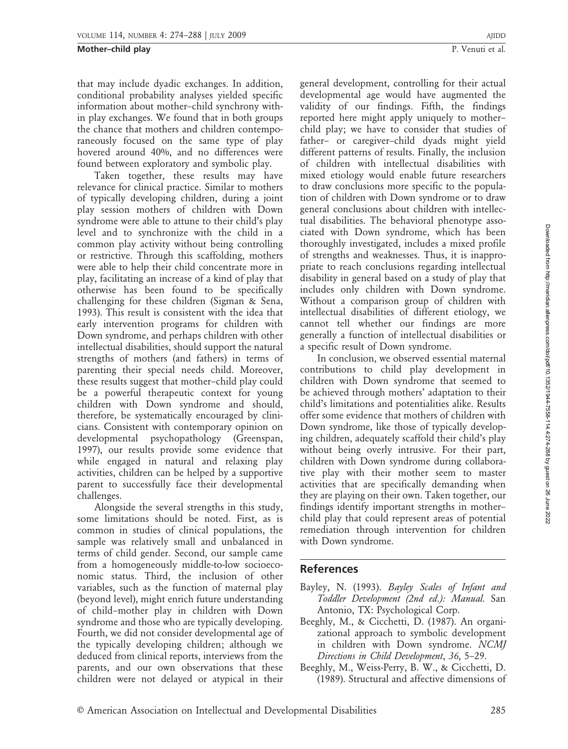that may include dyadic exchanges. In addition, conditional probability analyses yielded specific information about mother–child synchrony within play exchanges. We found that in both groups the chance that mothers and children contemporaneously focused on the same type of play hovered around 40%, and no differences were found between exploratory and symbolic play.

Taken together, these results may have relevance for clinical practice. Similar to mothers of typically developing children, during a joint play session mothers of children with Down syndrome were able to attune to their child's play level and to synchronize with the child in a common play activity without being controlling or restrictive. Through this scaffolding, mothers were able to help their child concentrate more in play, facilitating an increase of a kind of play that otherwise has been found to be specifically challenging for these children (Sigman & Sena, 1993). This result is consistent with the idea that early intervention programs for children with Down syndrome, and perhaps children with other intellectual disabilities, should support the natural strengths of mothers (and fathers) in terms of parenting their special needs child. Moreover, these results suggest that mother–child play could be a powerful therapeutic context for young children with Down syndrome and should, therefore, be systematically encouraged by clinicians. Consistent with contemporary opinion on developmental psychopathology (Greenspan, 1997), our results provide some evidence that while engaged in natural and relaxing play activities, children can be helped by a supportive parent to successfully face their developmental challenges.

Alongside the several strengths in this study, some limitations should be noted. First, as is common in studies of clinical populations, the sample was relatively small and unbalanced in terms of child gender. Second, our sample came from a homogeneously middle-to-low socioeconomic status. Third, the inclusion of other variables, such as the function of maternal play (beyond level), might enrich future understanding of child–mother play in children with Down syndrome and those who are typically developing. Fourth, we did not consider developmental age of the typically developing children; although we deduced from clinical reports, interviews from the parents, and our own observations that these children were not delayed or atypical in their general development, controlling for their actual developmental age would have augmented the validity of our findings. Fifth, the findings reported here might apply uniquely to mother–child play; we have to consider that studies of father– or caregiver–child dyads might yield different patterns of results. Finally, the inclusion of children with intellectual disabilities with mixed etiology would enable future researchers to draw conclusions more specific to the population of children with Down syndrome or to draw general conclusions about children with intellectual disabilities. The behavioral phenotype associated with Down syndrome, which has been thoroughly investigated, includes a mixed profile of strengths and weaknesses. Thus, it is inappropriate to reach conclusions regarding intellectual disability in general based on a study of play that includes only children with Down syndrome. Without a comparison group of children with intellectual disabilities of different etiology, we cannot tell whether our findings are more generally a function of intellectual disabilities or a specific result of Down syndrome.

In conclusion, we observed essential maternal contributions to child play development in children with Down syndrome that seemed to be achieved through mothers' adaptation to their child's limitations and potentialities alike. Results offer some evidence that mothers of children with Down syndrome, like those of typically developing children, adequately scaffold their child's play without being overly intrusive. For their part, children with Down syndrome during collaborative play with their mother seem to master activities that are specifically demanding when they are playing on their own. Taken together, our findings identify important strengths in mother–child play that could represent areas of potential remediation through intervention for children with Down syndrome.

## References

Bayley, N. (1993). *Bayley Scales of Infant and Toddler Development (2nd ed.): Manual*. San Antonio, TX: Psychological Corp.

Beeghly, M., & Cicchetti, D. (1987). An organizational approach to symbolic development in children with Down syndrome. *NCMJ Directions in Child Development*, *36*, 5–29.

Beeghly, M., Weiss-Perry, B. W., & Cicchetti, D. (1989). Structural and affective dimensions of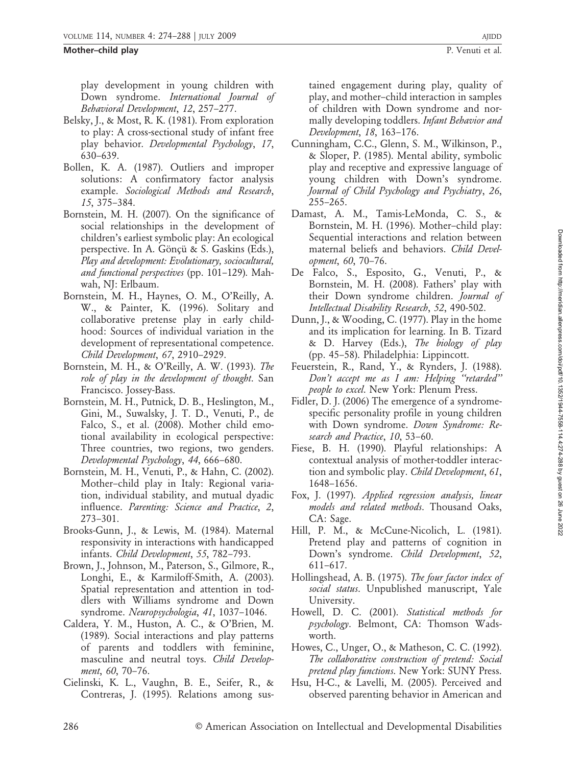play development in young children with Down syndrome. *International Journal of Behavioral Development*, *12*, 257–277.

Belsky, J., & Most, R. K. (1981). From exploration to play: A cross-sectional study of infant free play behavior. *Developmental Psychology*, *17*, 630–639.

Bollen, K. A. (1987). Outliers and improper solutions: A confirmatory factor analysis example. *Sociological Methods and Research*, *15*, 375–384.

Bornstein, M. H. (2007). On the significance of social relationships in the development of children's earliest symbolic play: An ecological perspective. In A. Göncü & S. Gaskins (Eds.), *Play and development: Evolutionary, sociocultural, and functional perspectives* (pp. 101–129). Mahwah, NJ: Erlbaum.

Bornstein, M. H., Haynes, O. M., O'Reilly, A. W., & Painter, K. (1996). Solitary and collaborative pretense play in early childhood: Sources of individual variation in the development of representational competence. *Child Development*, *67*, 2910–2929.

Bornstein, M. H., & O'Reilly, A. W. (1993). *The role of play in the development of thought*. San Francisco. Jossey-Bass.

Bornstein, M. H., Putnick, D. B., Heslington, M., Gini, M., Suwalsky, J. T. D., Venuti, P., de Falco, S., et al. (2008). Mother child emotional availability in ecological perspective: Three countries, two regions, two genders. *Developmental Psychology*, *44*, 666–680.

Bornstein, M. H., Venuti, P., & Hahn, C. (2002). Mother–child play in Italy: Regional variation, individual stability, and mutual dyadic influence. *Parenting: Science and Practice*, *2*, 273–301.

Brooks-Gunn, J., & Lewis, M. (1984). Maternal responsivity in interactions with handicapped infants. *Child Development*, *55*, 782–793.

Brown, J., Johnson, M., Paterson, S., Gilmore, R., Longhi, E., & Karmiloff-Smith, A. (2003). Spatial representation and attention in toddlers with Williams syndrome and Down syndrome. *Neuropsychologia*, *41*, 1037–1046.

Caldera, Y. M., Huston, A. C., & O'Brien, M. (1989). Social interactions and play patterns of parents and toddlers with feminine, masculine and neutral toys. *Child Development*, *60*, 70–76.

Cielinski, K. L., Vaughn, B. E., Seifer, R., & Contreras, J. (1995). Relations among sustained engagement during play, quality of play, and mother–child interaction in samples of children with Down syndrome and normally developing toddlers. *Infant Behavior and Development*, *18*, 163–176.

Cunningham, C.C., Glenn, S. M., Wilkinson, P., & Sloper, P. (1985). Mental ability, symbolic play and receptive and expressive language of young children with Down's syndrome. *Journal of Child Psychology and Psychiatry*, *26*, 255–265.

Damast, A. M., Tamis-LeMonda, C. S., & Bornstein, M. H. (1996). Mother–child play: Sequential interactions and relation between maternal beliefs and behaviors. *Child Development*, *60*, 70–76.

De Falco, S., Esposito, G., Venuti, P., & Bornstein, M. H. (2008). Fathers' play with their Down syndrome children. *Journal of Intellectual Disability Research*, *52*, 490-502.

Dunn, J., & Wooding, C. (1977). Play in the home and its implication for learning. In B. Tizard & D. Harvey (Eds.), *The biology of play* (pp. 45–58). Philadelphia: Lippincott.

Feuerstein, R., Rand, Y., & Rynders, J. (1988). *Don't accept me as I am: Helping "retarded" people to excel*. New York: Plenum Press.

Fidler, D. J. (2006) The emergence of a syndrome-specific personality profile in young children with Down syndrome. *Down Syndrome: Research and Practice*, *10*, 53–60.

Fiese, B. H. (1990). Playful relationships: A contextual analysis of mother-toddler interaction and symbolic play. *Child Development*, *61*, 1648–1656.

Fox, J. (1997). *Applied regression analysis, linear models and related methods*. Thousand Oaks, CA: Sage.

Hill, P. M., & McCune-Nicolich, L. (1981). Pretend play and patterns of cognition in Down's syndrome. *Child Development*, *52*, 611–617.

Hollingshead, A. B. (1975). *The four factor index of social status*. Unpublished manuscript, Yale University.

Howell, D. C. (2001). *Statistical methods for psychology*. Belmont, CA: Thomson Wadsworth.

Howes, C., Unger, O., & Matheson, C. C. (1992). *The collaborative construction of pretend: Social pretend play functions*. New York: SUNY Press.

Hsu, H-C., & Lavelli, M. (2005). Perceived and observed parenting behavior in American and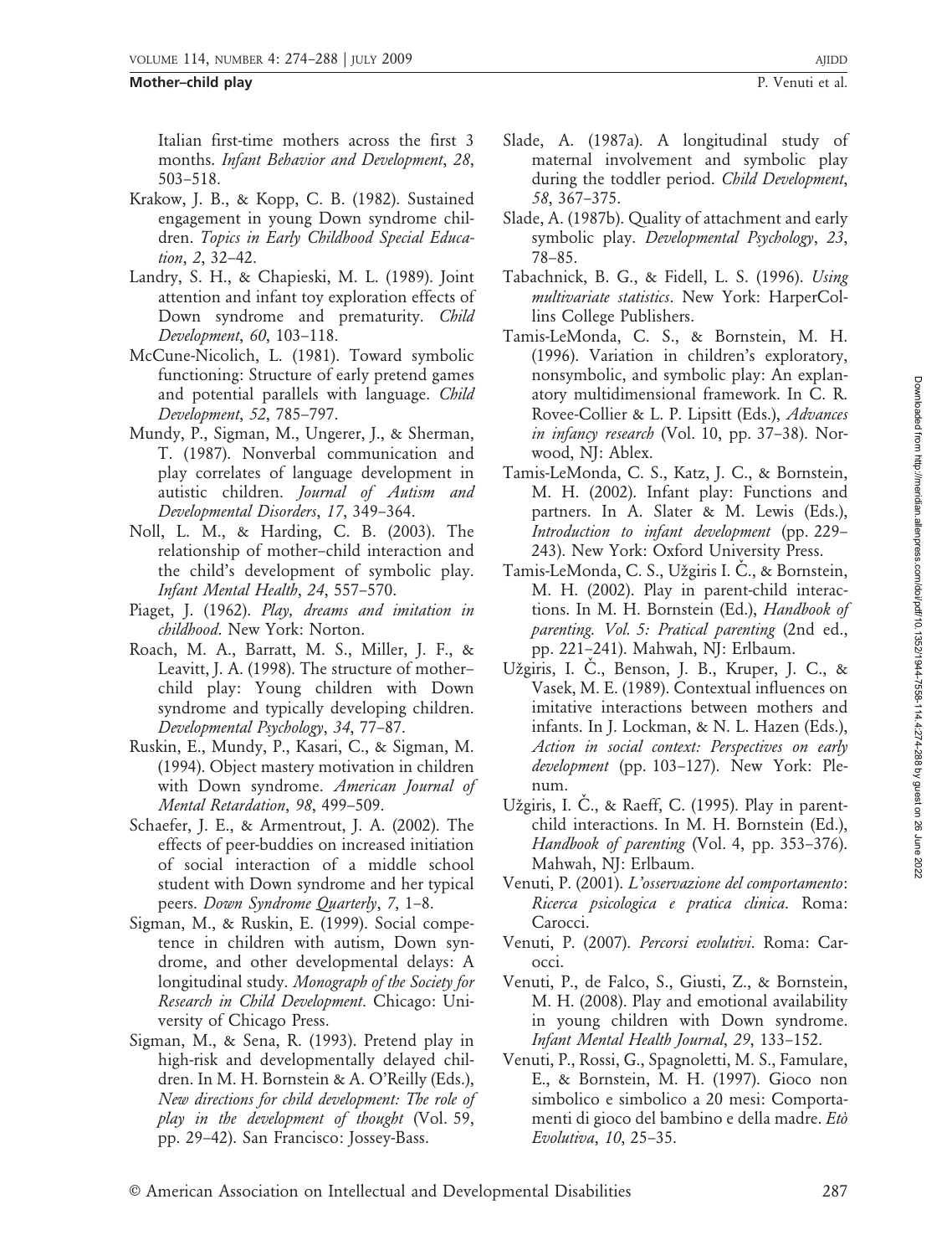Italian first-time mothers across the first 3 months. *Infant Behavior and Development*, *28*, 503–518.

Krakow, J. B., & Kopp, C. B. (1982). Sustained engagement in young Down syndrome children. *Topics in Early Childhood Special Education*, *2*, 32–42.

Landry, S. H., & Chapieski, M. L. (1989). Joint attention and infant toy exploration effects of Down syndrome and prematurity. *Child Development*, *60*, 103–118.

McCune-Nicolich, L. (1981). Toward symbolic functioning: Structure of early pretend games and potential parallels with language. *Child Development*, *52*, 785–797.

Mundy, P., Sigman, M., Ungerer, J., & Sherman, T. (1987). Nonverbal communication and play correlates of language development in autistic children. *Journal of Autism and Developmental Disorders*, *17*, 349–364.

Noll, L. M., & Harding, C. B. (2003). The relationship of mother–child interaction and the child's development of symbolic play. *Infant Mental Health*, *24*, 557–570.

Piaget, J. (1962). *Play, dreams and imitation in childhood*. New York: Norton.

Roach, M. A., Barratt, M. S., Miller, J. F., & Leavitt, J. A. (1998). The structure of mother–child play: Young children with Down syndrome and typically developing children. *Developmental Psychology*, *34*, 77–87.

Ruskin, E., Mundy, P., Kasari, C., & Sigman, M. (1994). Object mastery motivation in children with Down syndrome. *American Journal of Mental Retardation*, *98*, 499–509.

Schaefer, J. E., & Armentrout, J. A. (2002). The effects of peer-buddies on increased initiation of social interaction of a middle school student with Down syndrome and her typical peers. *Down Syndrome Quarterly*, *7*, 1–8.

Sigman, M., & Ruskin, E. (1999). Social competence in children with autism, Down syndrome, and other developmental delays: A longitudinal study. *Monograph of the Society for Research in Child Development*. Chicago: University of Chicago Press.

Sigman, M., & Sena, R. (1993). Pretend play in high-risk and developmentally delayed children. In M. H. Bornstein & A. O'Reilly (Eds.), *New directions for child development: The role of play in the development of thought* (Vol. 59, pp. 29–42). San Francisco: Jossey-Bass.

Slade, A. (1987a). A longitudinal study of maternal involvement and symbolic play during the toddler period. *Child Development*, *58*, 367–375.

Slade, A. (1987b). Quality of attachment and early symbolic play. *Developmental Psychology*, *23*, 78–85.

Tabachnick, B. G., & Fidell, L. S. (1996). *Using multivariate statistics*. New York: HarperCollins College Publishers.

Tamis-LeMonda, C. S., & Bornstein, M. H. (1996). Variation in children's exploratory, nonsymbolic, and symbolic play: An explanatory multidimensional framework. In C. R. Rovee-Collier & L. P. Lipsitt (Eds.), *Advances in infancy research* (Vol. 10, pp. 37–38). Norwood, NJ: Ablex.

Tamis-LeMonda, C. S., Katz, J. C., & Bornstein, M. H. (2002). Infant play: Functions and partners. In A. Slater & M. Lewis (Eds.), *Introduction to infant development* (pp. 229–243). New York: Oxford University Press.

Tamis-LeMonda, C. S., Užgiris I. Č., & Bornstein, M. H. (2002). Play in parent-child interactions. In M. H. Bornstein (Ed.), *Handbook of parenting. Vol. 5: Pratical parenting* (2nd ed., pp. 221–241). Mahwah, NJ: Erlbaum.

Užgiris, I. Č., Benson, J. B., Kruper, J. C., & Vasek, M. E. (1989). Contextual influences on imitative interactions between mothers and infants. In J. Lockman, & N. L. Hazen (Eds.), *Action in social context: Perspectives on early development* (pp. 103–127). New York: Plenum.

Užgiris, I. Č., & Raeff, C. (1995). Play in parent-child interactions. In M. H. Bornstein (Ed.), *Handbook of parenting* (Vol. 4, pp. 353–376). Mahwah, NJ: Erlbaum.

Venuti, P. (2001). *L'osservazione del comportamento: Ricerca psicologica e pratica clinica*. Roma: Carocci.

Venuti, P. (2007). *Percorsi evolutivi*. Roma: Carocci.

Venuti, P., de Falco, S., Giusti, Z., & Bornstein, M. H. (2008). Play and emotional availability in young children with Down syndrome. *Infant Mental Health Journal*, *29*, 133–152.

Venuti, P., Rossi, G., Spagnoletti, M. S., Famulare, E., & Bornstein, M. H. (1997). Gioco non simbolico e simbolico a 20 mesi: Comportamenti di gioco del bambino e della madre. *Etò Evolutiva*, *10*, 25–35.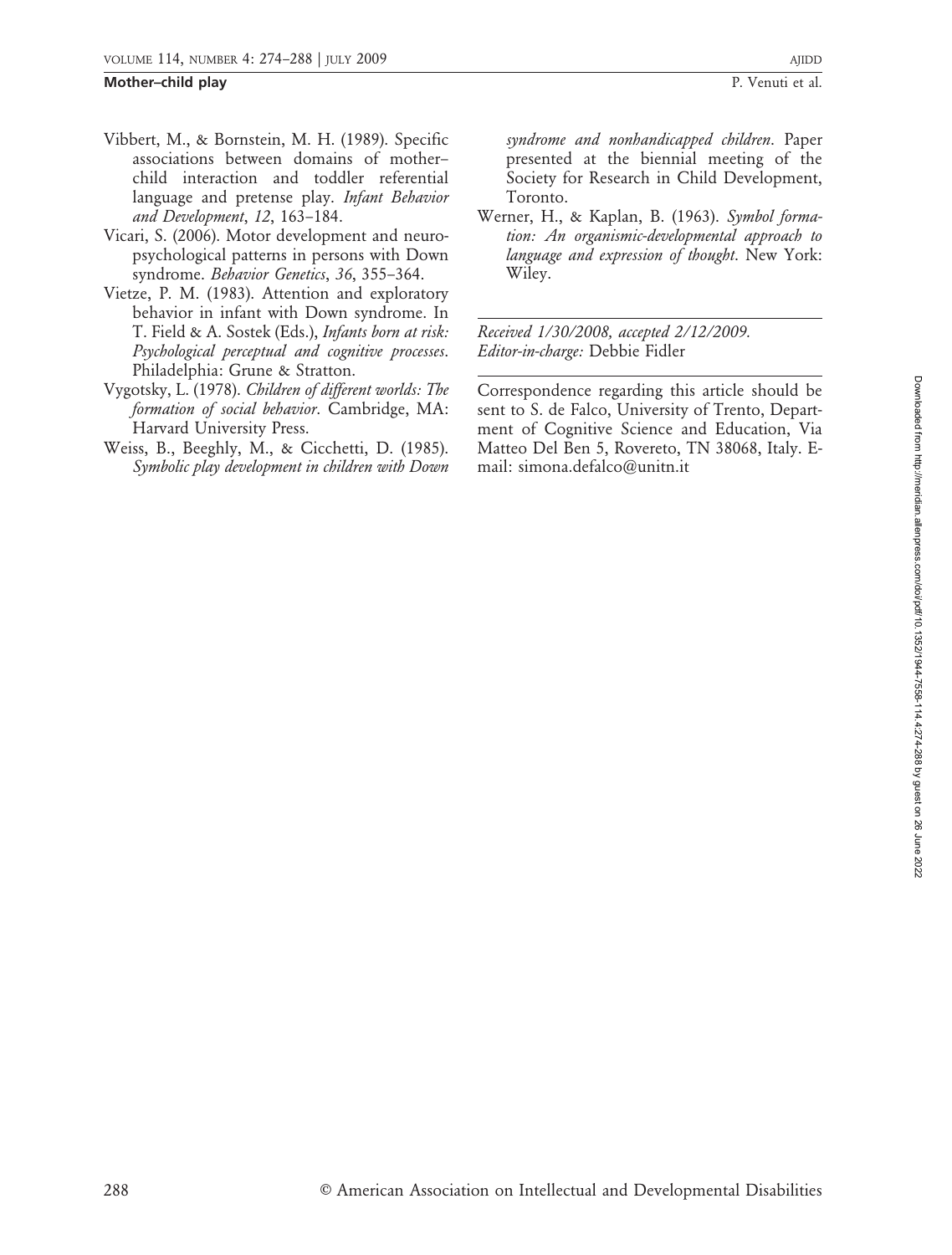Vibbert, M., & Bornstein, M. H. (1989). Specific associations between domains of mother–child interaction and toddler referential language and pretense play. *Infant Behavior and Development*, *12*, 163–184.

Vicari, S. (2006). Motor development and neuropsychological patterns in persons with Down syndrome. *Behavior Genetics*, *36*, 355–364.

Vietze, P. M. (1983). Attention and exploratory behavior in infant with Down syndrome. In T. Field & A. Sostek (Eds.), *Infants born at risk: Psychological perceptual and cognitive processes*. Philadelphia: Grune & Stratton.

Vygotsky, L. (1978). *Children of different worlds: The formation of social behavior*. Cambridge, MA: Harvard University Press.

Weiss, B., Beeghly, M., & Cicchetti, D. (1985). *Symbolic play development in children with Down syndrome and nonhandicapped children*. Paper presented at the biennial meeting of the Society for Research in Child Development, Toronto.

Werner, H., & Kaplan, B. (1963). *Symbol formation: An organismic-developmental approach to language and expression of thought*. New York: Wiley.

*Received 1/30/2008, accepted 2/12/2009.*
*Editor-in-charge:* Debbie Fidler

Correspondence regarding this article should be sent to S. de Falco, University of Trento, Department of Cognitive Science and Education, Via Matteo Del Ben 5, Rovereto, TN 38068, Italy. E-mail: simona.defalco@unitn.it

© American Association on Intellectual and Developmental Disabilities